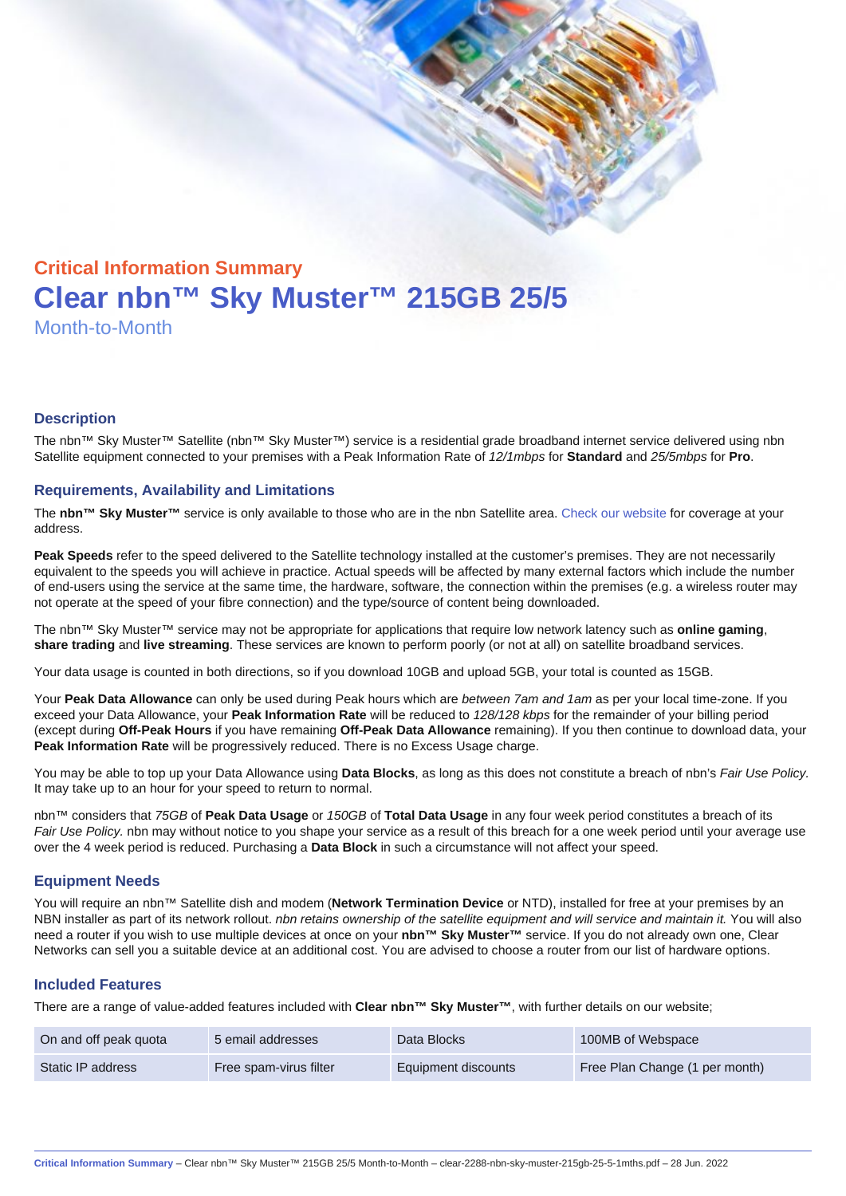Critical Information Summary

# Clear nbn™ Sky Muster™ 215GB 25/5

Month-to-Month

## Description

The nbn™ Sky Muster™ Satellite (nbn™ Sky Muster™) service is a residential grade broadband internet service delivered using nbn Satellite equipment connected to your premises with a Peak Information Rate of *12/1mbps* for **Standard** and *25/5mbps* for **Pro**.

## Requirements, Availability and Limitations

The **nbn™ Sky Muster™** service is only available to those who are in the nbn Satellite area. Check our website for coverage at your address.

**Peak Speeds** refer to the speed delivered to the Satellite technology installed at the customer's premises. They are not necessarily equivalent to the speeds you will achieve in practice. Actual speeds will be affected by many external factors which include the number of end-users using the service at the same time, the hardware, software, the connection within the premises (e.g. a wireless router may not operate at the speed of your fibre connection) and the type/source of content being downloaded.

The nbn™ Sky Muster™ service may not be appropriate for applications that require low network latency such as **online gaming**, **share trading** and **live streaming**. These services are known to perform poorly (or not at all) on satellite broadband services.

Your data usage is counted in both directions, so if you download 10GB and upload 5GB, your total is counted as 15GB.

Your **Peak Data Allowance** can only be used during Peak hours which are *between 7am and 1am* as per your local time-zone. If you exceed your Data Allowance, your **Peak Information Rate** will be reduced to *128/128 kbps* for the remainder of your billing period (except during **Off-Peak Hours** if you have remaining **Off-Peak Data Allowance** remaining). If you then continue to download data, your **Peak Information Rate** will be progressively reduced. There is no Excess Usage charge.

You may be able to top up your Data Allowance using **Data Blocks**, as long as this does not constitute a breach of nbn's *Fair Use Policy*. It may take up to an hour for your speed to return to normal.

nbn™ considers that *75GB* of **Peak Data Usage** or *150GB* of **Total Data Usage** in any four week period constitutes a breach of its *Fair Use Policy.* nbn may without notice to you shape your service as a result of this breach for a one week period until your average use over the 4 week period is reduced. Purchasing a **Data Block** in such a circumstance will not affect your speed.

## Equipment Needs

You will require an nbn™ Satellite dish and modem (**Network Termination Device** or NTD), installed for free at your premises by an NBN installer as part of its network rollout. *nbn retains ownership of the satellite equipment and will service and maintain it.* You will also need a router if you wish to use multiple devices at once on your **nbn™ Sky Muster™** service. If you do not already own one, Clear Networks can sell you a suitable device at an additional cost. You are advised to choose a router from our list of hardware options.

## Included Features

There are a range of value-added features included with **Clear nbn™ Sky Muster™**, with further details on our website;

| | | | |
|---|---|---|---|
| On and off peak quota | 5 email addresses | Data Blocks | 100MB of Webspace |
| Static IP address | Free spam-virus filter | Equipment discounts | Free Plan Change (1 per month) |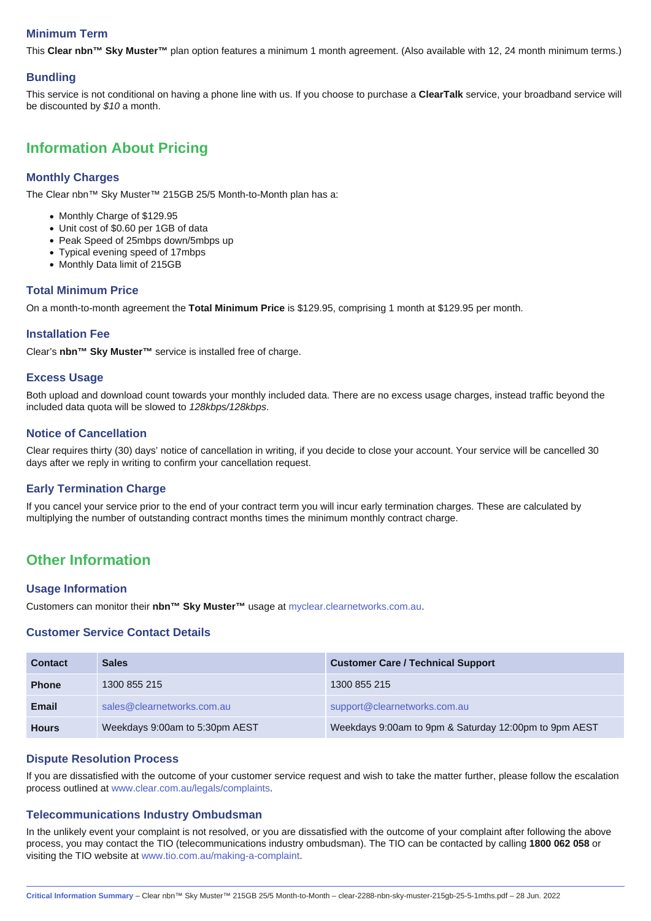### Minimum Term

This **Clear nbn™ Sky Muster™** plan option features a minimum 1 month agreement. (Also available with 12, 24 month minimum terms.)

### Bundling

This service is not conditional on having a phone line with us. If you choose to purchase a **ClearTalk** service, your broadband service will be discounted by *$10* a month.

## Information About Pricing

### Monthly Charges

The Clear nbn™ Sky Muster™ 215GB 25/5 Month-to-Month plan has a:

- Monthly Charge of $129.95
- Unit cost of $0.60 per 1GB of data
- Peak Speed of 25mbps down/5mbps up
- Typical evening speed of 17mbps
- Monthly Data limit of 215GB

### Total Minimum Price

On a month-to-month agreement the **Total Minimum Price** is $129.95, comprising 1 month at $129.95 per month.

### Installation Fee

Clear's **nbn™ Sky Muster™** service is installed free of charge.

### Excess Usage

Both upload and download count towards your monthly included data. There are no excess usage charges, instead traffic beyond the included data quota will be slowed to *128kbps/128kbps*.

### Notice of Cancellation

Clear requires thirty (30) days' notice of cancellation in writing, if you decide to close your account. Your service will be cancelled 30 days after we reply in writing to confirm your cancellation request.

### Early Termination Charge

If you cancel your service prior to the end of your contract term you will incur early termination charges. These are calculated by multiplying the number of outstanding contract months times the minimum monthly contract charge.

## Other Information

### Usage Information

Customers can monitor their **nbn™ Sky Muster™** usage at myclear.clearnetworks.com.au.

### Customer Service Contact Details

| Contact | Sales | Customer Care / Technical Support |
|---|---|---|
| **Phone** | 1300 855 215 | 1300 855 215 |
| **Email** | sales@clearnetworks.com.au | support@clearnetworks.com.au |
| **Hours** | Weekdays 9:00am to 5:30pm AEST | Weekdays 9:00am to 9pm & Saturday 12:00pm to 9pm AEST |

### Dispute Resolution Process

If you are dissatisfied with the outcome of your customer service request and wish to take the matter further, please follow the escalation process outlined at www.clear.com.au/legals/complaints.

### Telecommunications Industry Ombudsman

In the unlikely event your complaint is not resolved, or you are dissatisfied with the outcome of your complaint after following the above process, you may contact the TIO (telecommunications industry ombudsman). The TIO can be contacted by calling **1800 062 058** or visiting the TIO website at www.tio.com.au/making-a-complaint.